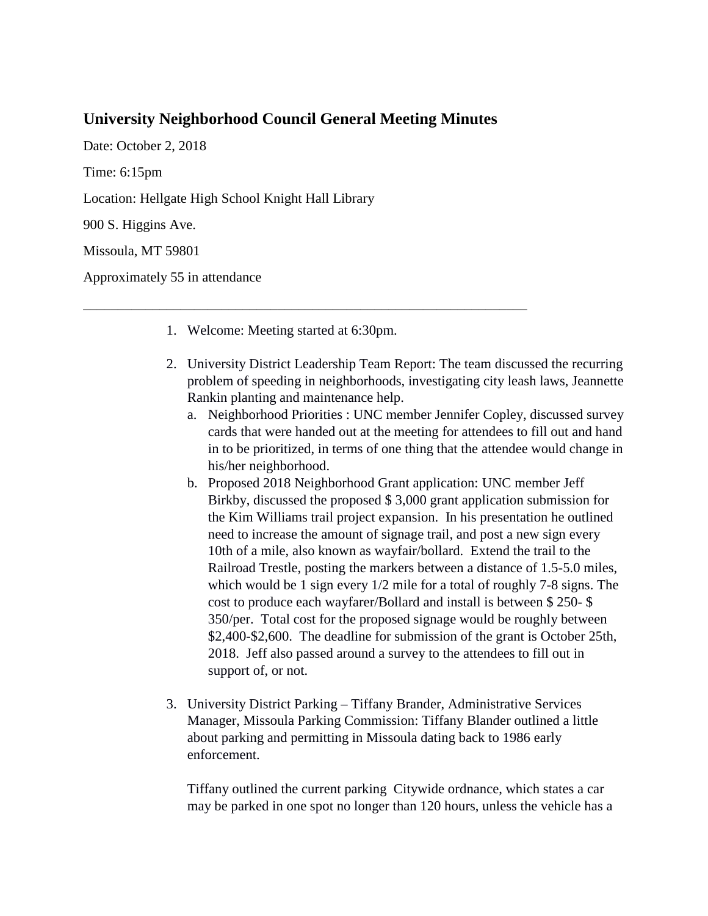## University Neighborhood Council General Meeting Minutes

Date: October 2, 2018

Time: 6:15pm

Location: Hellgate High School Knight Hall Library

900 S. Higgins Ave.

Missoula, MT 59801

Approximately 55 in attendance

---

1. Welcome: Meeting started at 6:30pm.

2. University District Leadership Team Report: The team discussed the recurring problem of speeding in neighborhoods, investigating city leash laws, Jeannette Rankin planting and maintenance help.
   a. Neighborhood Priorities : UNC member Jennifer Copley, discussed survey cards that were handed out at the meeting for attendees to fill out and hand in to be prioritized, in terms of one thing that the attendee would change in his/her neighborhood.
   b. Proposed 2018 Neighborhood Grant application: UNC member Jeff Birkby, discussed the proposed $ 3,000 grant application submission for the Kim Williams trail project expansion. In his presentation he outlined need to increase the amount of signage trail, and post a new sign every 10th of a mile, also known as wayfair/bollard. Extend the trail to the Railroad Trestle, posting the markers between a distance of 1.5-5.0 miles, which would be 1 sign every 1/2 mile for a total of roughly 7-8 signs. The cost to produce each wayfarer/Bollard and install is between $ 250- $ 350/per. Total cost for the proposed signage would be roughly between $2,400-$2,600. The deadline for submission of the grant is October 25th, 2018. Jeff also passed around a survey to the attendees to fill out in support of, or not.

3. University District Parking – Tiffany Brander, Administrative Services Manager, Missoula Parking Commission: Tiffany Blander outlined a little about parking and permitting in Missoula dating back to 1986 early enforcement.

   Tiffany outlined the current parking Citywide ordnance, which states a car may be parked in one spot no longer than 120 hours, unless the vehicle has a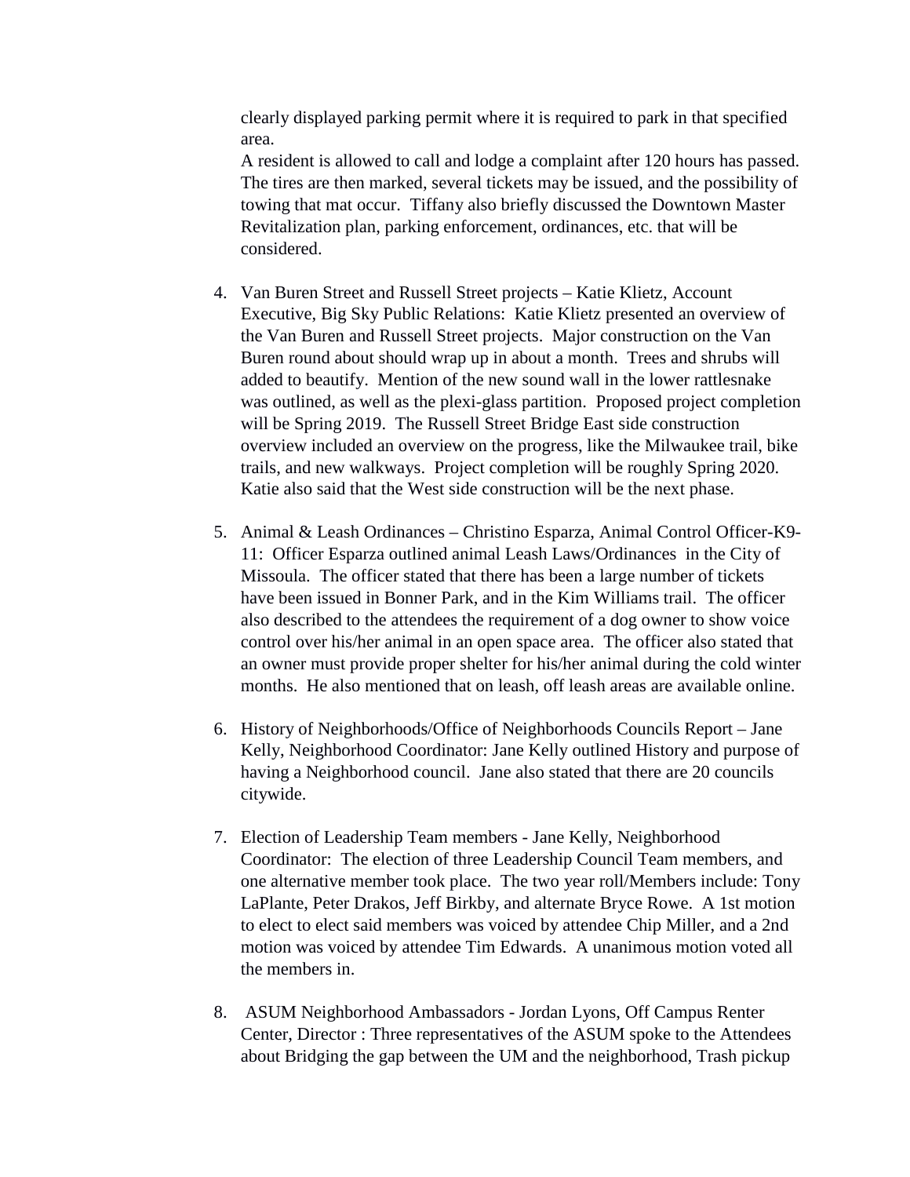clearly displayed parking permit where it is required to park in that specified area.

A resident is allowed to call and lodge a complaint after 120 hours has passed. The tires are then marked, several tickets may be issued, and the possibility of towing that mat occur. Tiffany also briefly discussed the Downtown Master Revitalization plan, parking enforcement, ordinances, etc. that will be considered.

4. Van Buren Street and Russell Street projects – Katie Klietz, Account Executive, Big Sky Public Relations: Katie Klietz presented an overview of the Van Buren and Russell Street projects. Major construction on the Van Buren round about should wrap up in about a month. Trees and shrubs will added to beautify. Mention of the new sound wall in the lower rattlesnake was outlined, as well as the plexi-glass partition. Proposed project completion will be Spring 2019. The Russell Street Bridge East side construction overview included an overview on the progress, like the Milwaukee trail, bike trails, and new walkways. Project completion will be roughly Spring 2020. Katie also said that the West side construction will be the next phase.

5. Animal & Leash Ordinances – Christino Esparza, Animal Control Officer-K9-11: Officer Esparza outlined animal Leash Laws/Ordinances in the City of Missoula. The officer stated that there has been a large number of tickets have been issued in Bonner Park, and in the Kim Williams trail. The officer also described to the attendees the requirement of a dog owner to show voice control over his/her animal in an open space area. The officer also stated that an owner must provide proper shelter for his/her animal during the cold winter months. He also mentioned that on leash, off leash areas are available online.

6. History of Neighborhoods/Office of Neighborhoods Councils Report – Jane Kelly, Neighborhood Coordinator: Jane Kelly outlined History and purpose of having a Neighborhood council. Jane also stated that there are 20 councils citywide.

7. Election of Leadership Team members - Jane Kelly, Neighborhood Coordinator: The election of three Leadership Council Team members, and one alternative member took place. The two year roll/Members include: Tony LaPlante, Peter Drakos, Jeff Birkby, and alternate Bryce Rowe. A 1st motion to elect to elect said members was voiced by attendee Chip Miller, and a 2nd motion was voiced by attendee Tim Edwards. A unanimous motion voted all the members in.

8. ASUM Neighborhood Ambassadors - Jordan Lyons, Off Campus Renter Center, Director : Three representatives of the ASUM spoke to the Attendees about Bridging the gap between the UM and the neighborhood, Trash pickup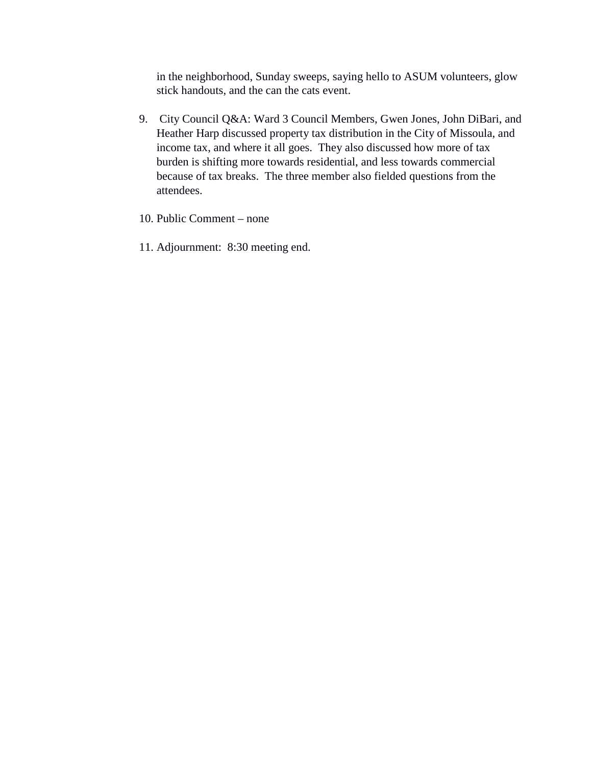in the neighborhood, Sunday sweeps, saying hello to ASUM volunteers, glow stick handouts, and the can the cats event.

9. City Council Q&A: Ward 3 Council Members, Gwen Jones, John DiBari, and Heather Harp discussed property tax distribution in the City of Missoula, and income tax, and where it all goes. They also discussed how more of tax burden is shifting more towards residential, and less towards commercial because of tax breaks. The three member also fielded questions from the attendees.

10. Public Comment – none

11. Adjournment: 8:30 meeting end.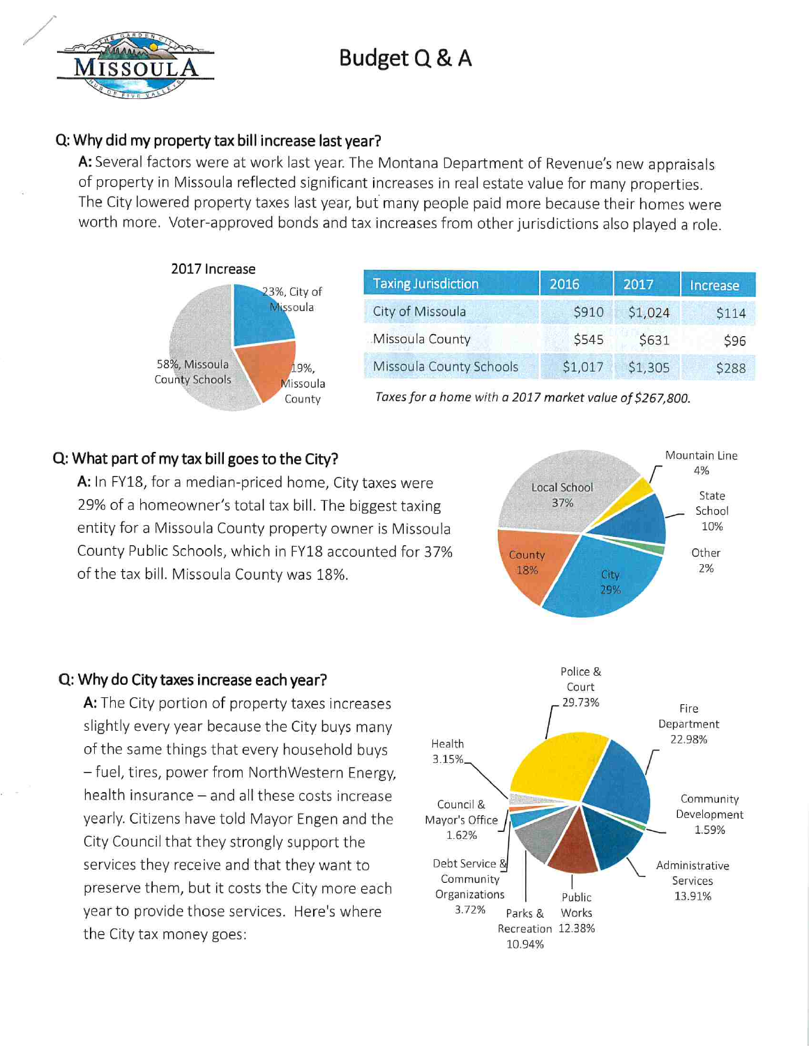# Budget Q & A

**Q: Why did my property tax bill increase last year?**

**A:** Several factors were at work last year. The Montana Department of Revenue's new appraisals of property in Missoula reflected significant increases in real estate value for many properties. The City lowered property taxes last year, but many people paid more because their homes were worth more. Voter-approved bonds and tax increases from other jurisdictions also played a role.

2017 Increase

- 23%, City of Missoula
- 19%, Missoula County
- 58%, Missoula County Schools

| Taxing Jurisdiction | 2016 | 2017 | Increase |
|---|---|---|---|
| City of Missoula | $910 | $1,024 | $114 |
| Missoula County | $545 | $631 | $96 |
| Missoula County Schools | $1,017 | $1,305 | $288 |

*Taxes for a home with a 2017 market value of $267,800.*

**Q: What part of my tax bill goes to the City?**

**A:** In FY18, for a median-priced home, City taxes were 29% of a homeowner's total tax bill. The biggest taxing entity for a Missoula County property owner is Missoula County Public Schools, which in FY18 accounted for 37% of the tax bill. Missoula County was 18%.

- Local School 37%
- City 29%
- County 18%
- State School 10%
- Mountain Line 4%
- Other 2%

**Q: Why do City taxes increase each year?**

**A:** The City portion of property taxes increases slightly every year because the City buys many of the same things that every household buys – fuel, tires, power from NorthWestern Energy, health insurance – and all these costs increase yearly. Citizens have told Mayor Engen and the City Council that they strongly support the services they receive and that they want to preserve them, but it costs the City more each year to provide those services. Here's where the City tax money goes:

- Police & Court 29.73%
- Fire Department 22.98%
- Administrative Services 13.91%
- Public Works 12.38%
- Parks & Recreation 10.94%
- Debt Service & Community Organizations 3.72%
- Health 3.15%
- Council & Mayor's Office 1.62%
- Community Development 1.59%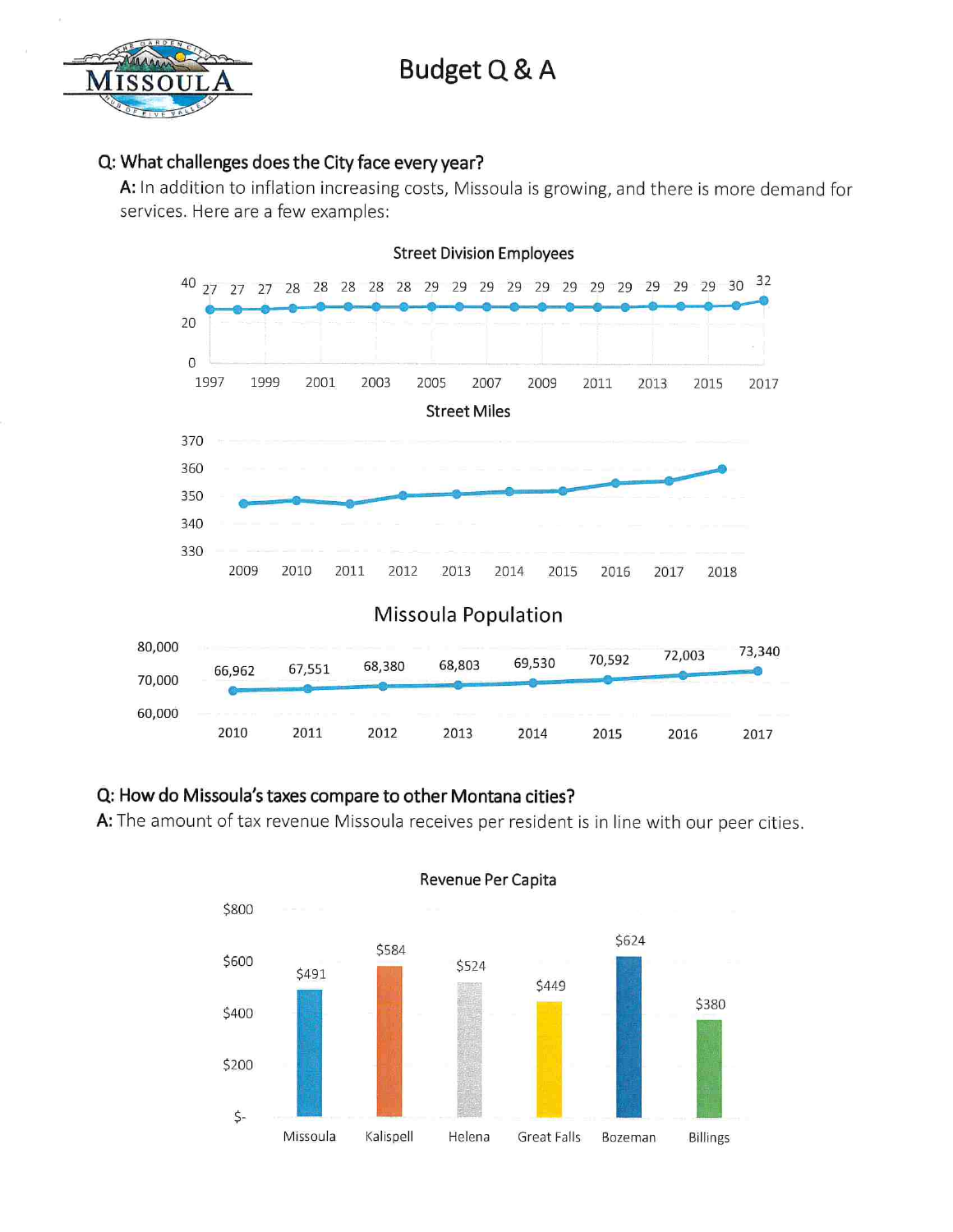# Budget Q & A

**Q: What challenges does the City face every year?**

**A:** In addition to inflation increasing costs, Missoula is growing, and there is more demand for services. Here are a few examples:

Street Division Employees

40
20
0

27 27 27 28 28 28 28 28 29 29 29 29 29 29 29 29 29 29 29 30 32

1997 1999 2001 2003 2005 2007 2009 2011 2013 2015 2017

Street Miles

370
360
350
340
330

2009 2010 2011 2012 2013 2014 2015 2016 2017 2018

Missoula Population

80,000
70,000
60,000

66,962 67,551 68,380 68,803 69,530 70,592 72,003 73,340

2010 2011 2012 2013 2014 2015 2016 2017

**Q: How do Missoula's taxes compare to other Montana cities?**

**A:** The amount of tax revenue Missoula receives per resident is in line with our peer cities.

Revenue Per Capita

$800
$600
$400
$200
$-

$491 $584 $524 $449 $624 $380

Missoula Kalispell Helena Great Falls Bozeman Billings